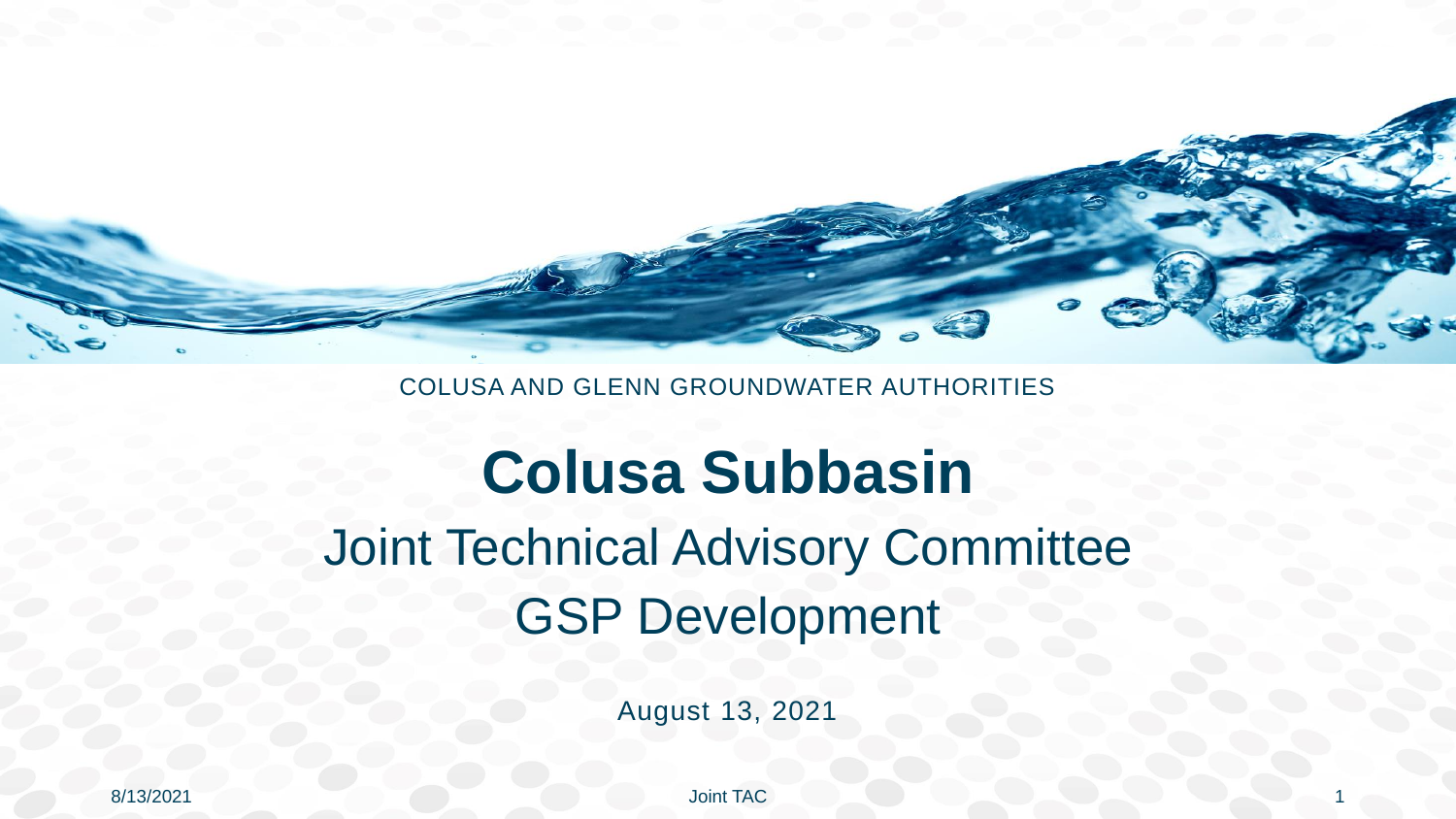COLUSA AND GLENN GROUNDWATER AUTHORITIES

# Colusa Subbasin

## Joint Technical Advisory Committee GSP Development

August 13, 2021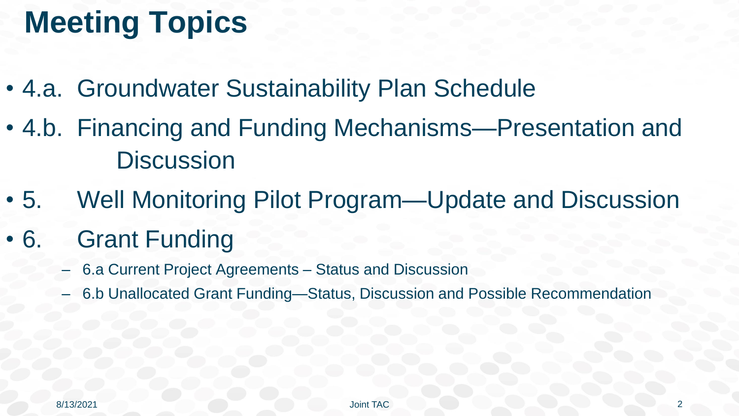# Meeting Topics

- 4.a. Groundwater Sustainability Plan Schedule
- 4.b. Financing and Funding Mechanisms—Presentation and Discussion
- 5. Well Monitoring Pilot Program—Update and Discussion
- 6. Grant Funding
  - 6.a Current Project Agreements – Status and Discussion
  - 6.b Unallocated Grant Funding—Status, Discussion and Possible Recommendation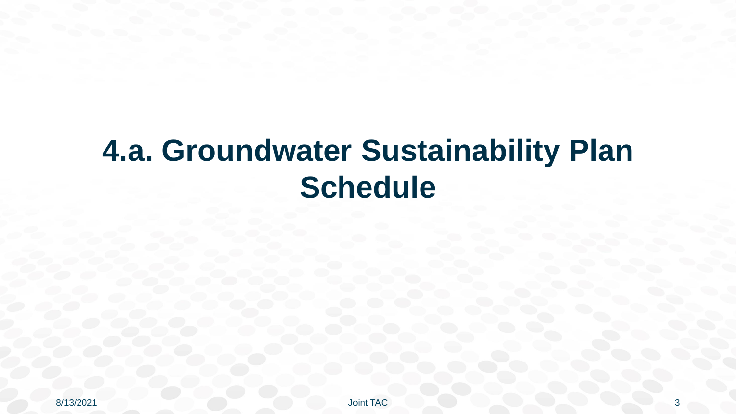# 4.a. Groundwater Sustainability Plan Schedule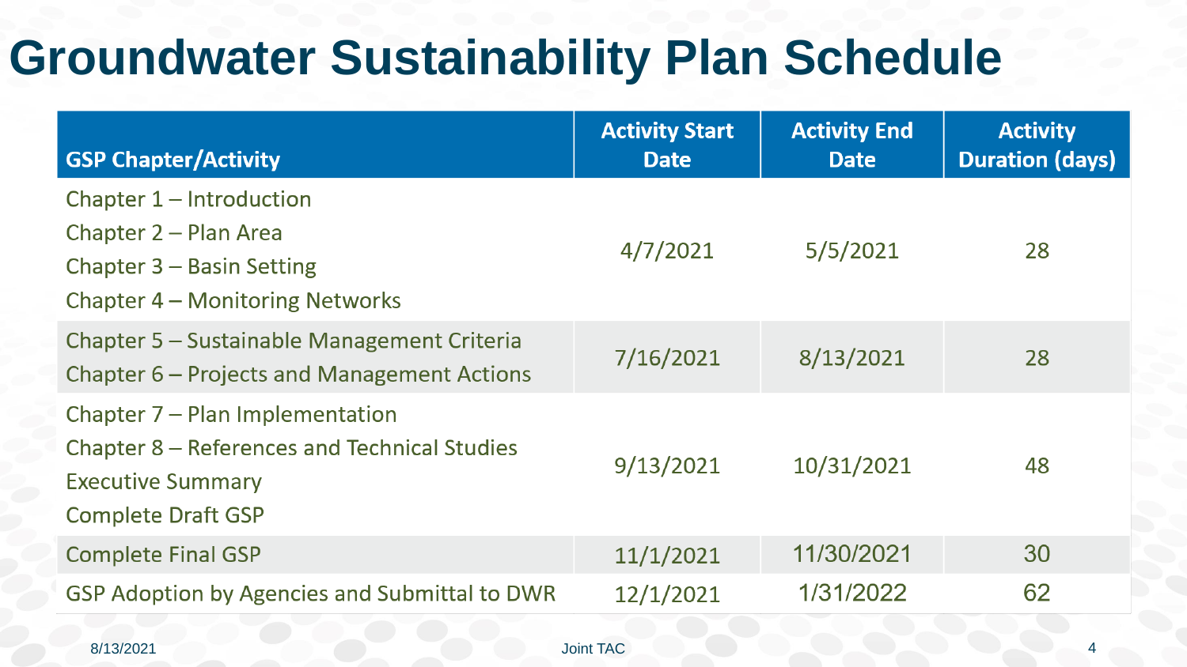# Groundwater Sustainability Plan Schedule

| GSP Chapter/Activity | Activity Start Date | Activity End Date | Activity Duration (days) |
|---|---|---|---|
| Chapter 1 – Introduction<br>Chapter 2 – Plan Area<br>Chapter 3 – Basin Setting<br>Chapter 4 – Monitoring Networks | 4/7/2021 | 5/5/2021 | 28 |
| Chapter 5 – Sustainable Management Criteria<br>Chapter 6 – Projects and Management Actions | 7/16/2021 | 8/13/2021 | 28 |
| Chapter 7 – Plan Implementation<br>Chapter 8 – References and Technical Studies<br>Executive Summary<br>Complete Draft GSP | 9/13/2021 | 10/31/2021 | 48 |
| Complete Final GSP | 11/1/2021 | 11/30/2021 | 30 |
| GSP Adoption by Agencies and Submittal to DWR | 12/1/2021 | 1/31/2022 | 62 |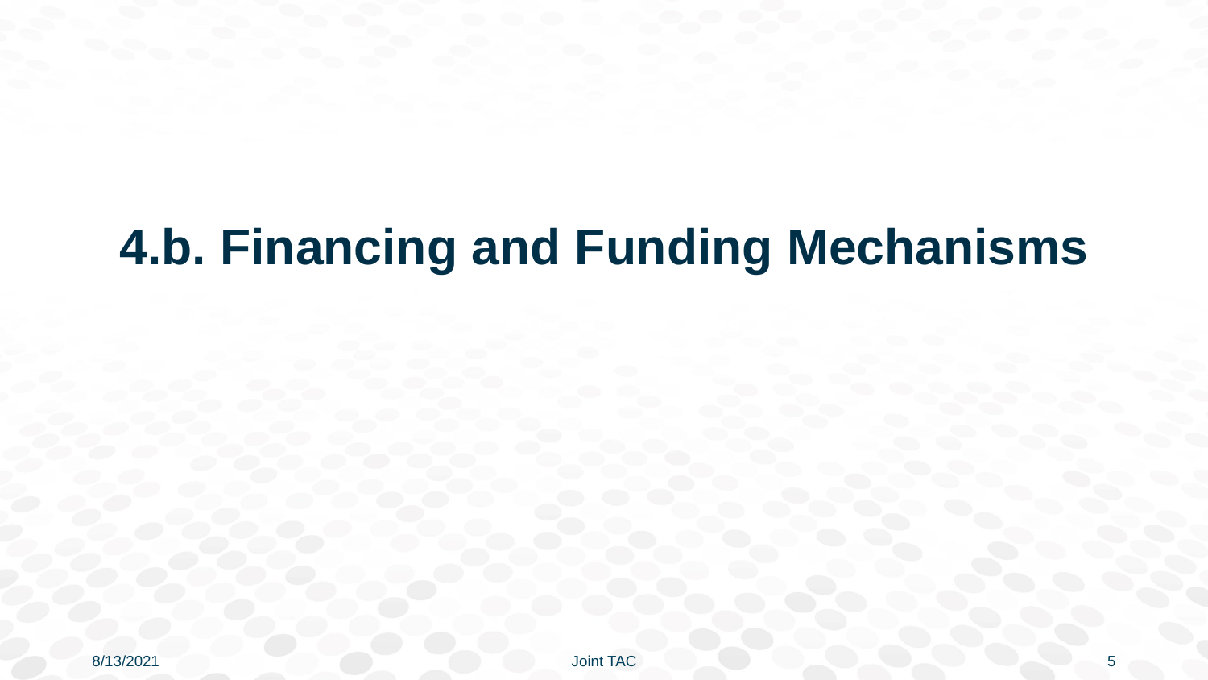# 4.b. Financing and Funding Mechanisms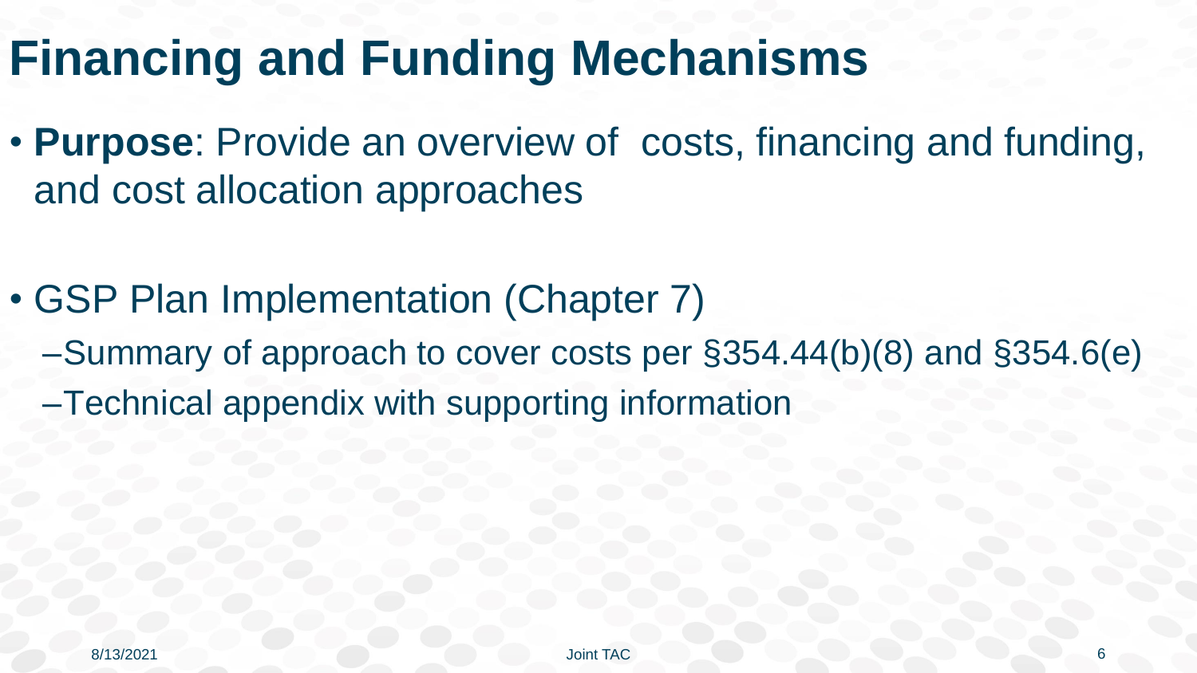# Financing and Funding Mechanisms

- **Purpose**: Provide an overview of costs, financing and funding, and cost allocation approaches

- GSP Plan Implementation (Chapter 7)
  - Summary of approach to cover costs per §354.44(b)(8) and §354.6(e)
  - Technical appendix with supporting information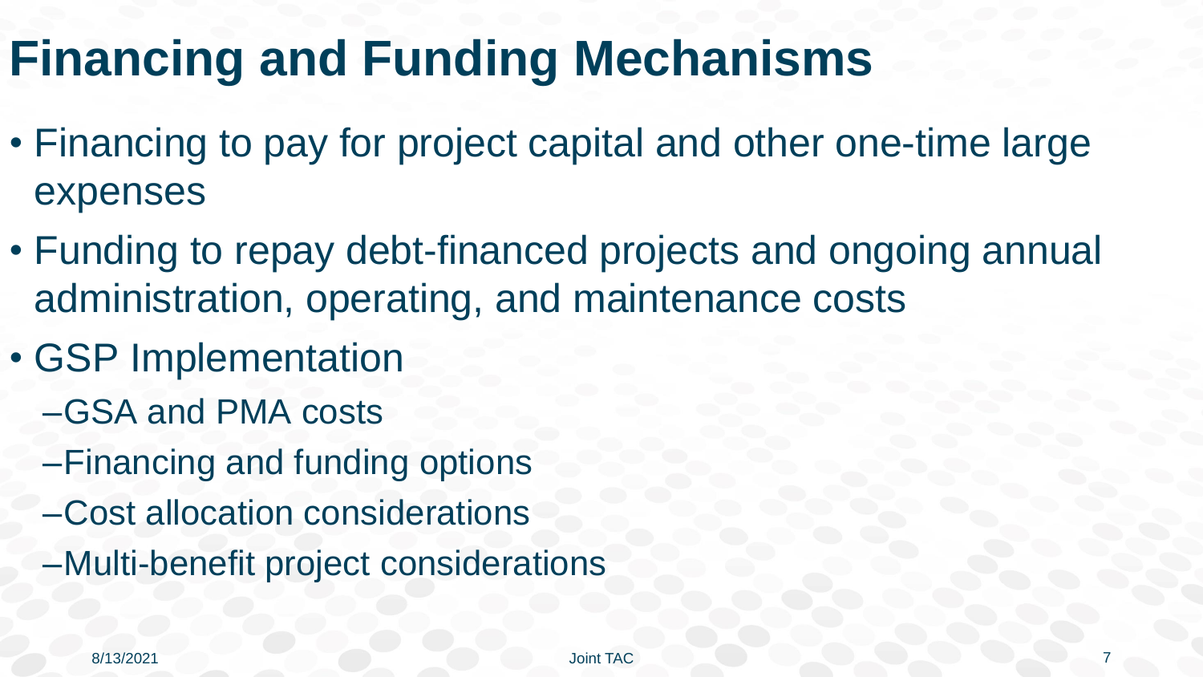# Financing and Funding Mechanisms

- Financing to pay for project capital and other one-time large expenses
- Funding to repay debt-financed projects and ongoing annual administration, operating, and maintenance costs
- GSP Implementation
  - GSA and PMA costs
  - Financing and funding options
  - Cost allocation considerations
  - Multi-benefit project considerations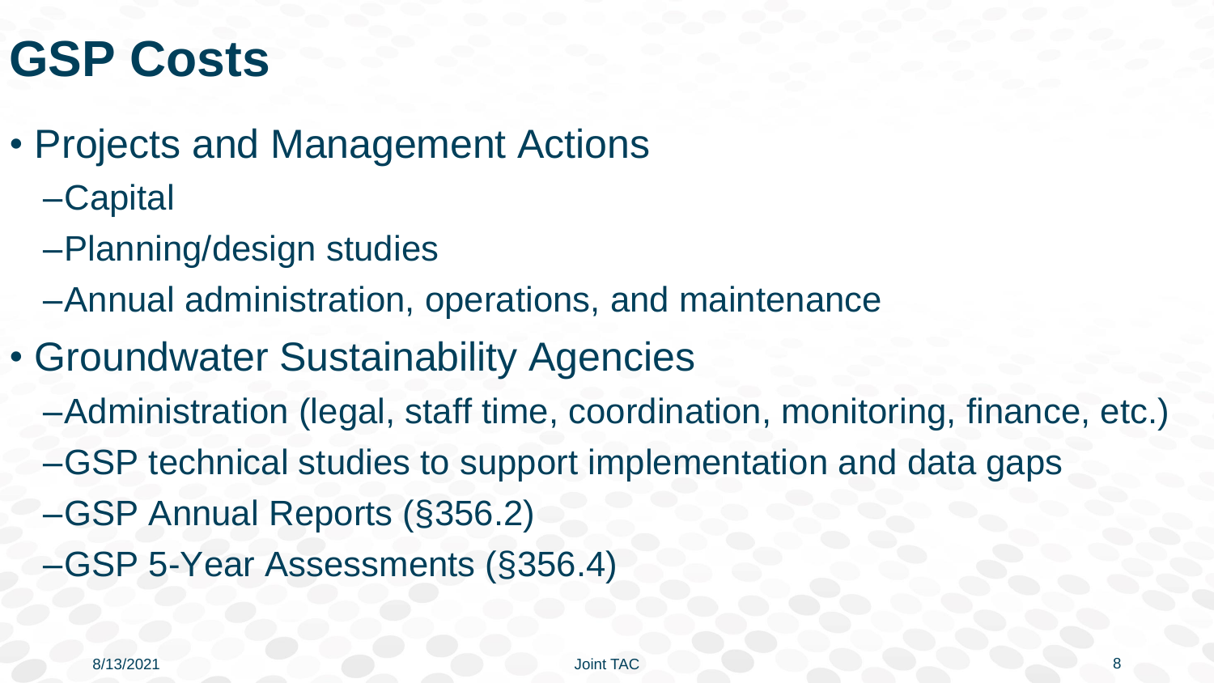# GSP Costs

- Projects and Management Actions
  - Capital
  - Planning/design studies
  - Annual administration, operations, and maintenance
- Groundwater Sustainability Agencies
  - Administration (legal, staff time, coordination, monitoring, finance, etc.)
  - GSP technical studies to support implementation and data gaps
  - GSP Annual Reports (§356.2)
  - GSP 5-Year Assessments (§356.4)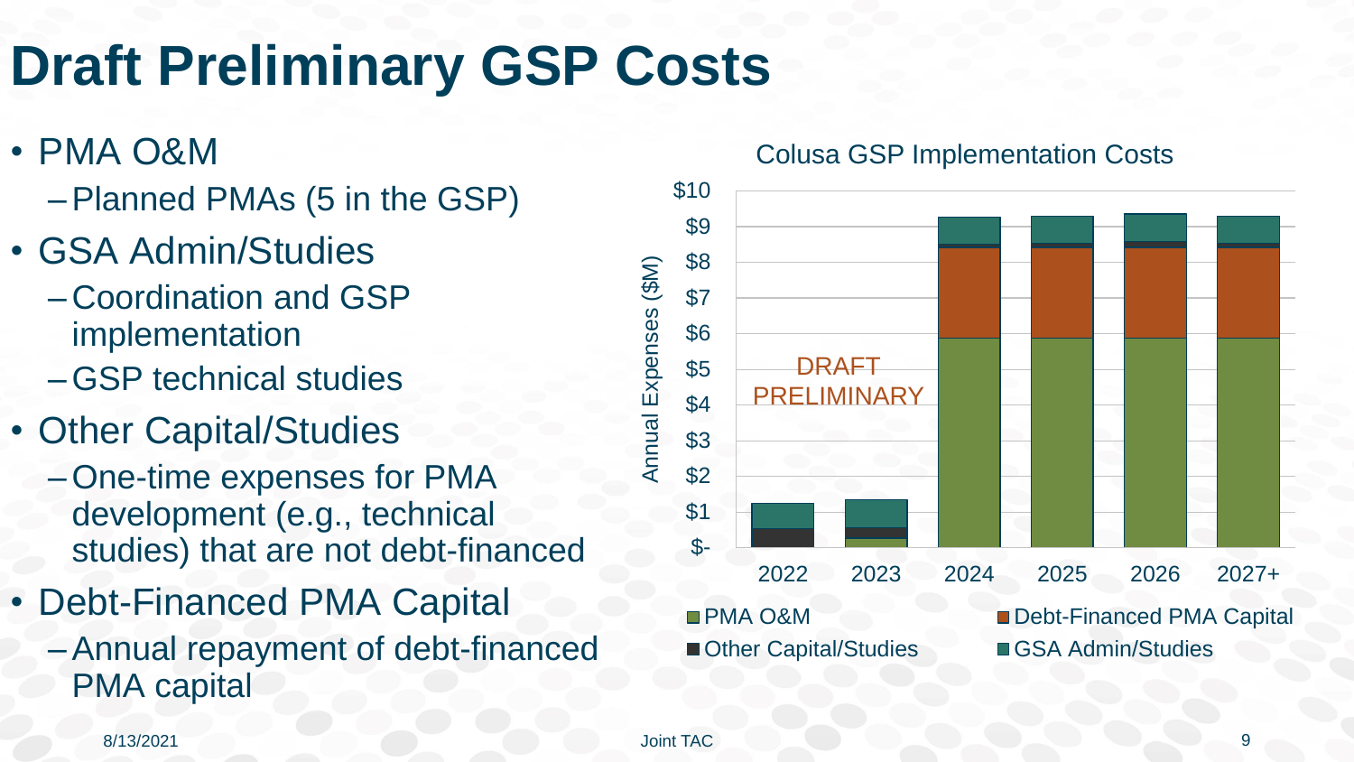# Draft Preliminary GSP Costs

- PMA O&M
  - Planned PMAs (5 in the GSP)
- GSA Admin/Studies
  - Coordination and GSP implementation
  - GSP technical studies
- Other Capital/Studies
  - One-time expenses for PMA development (e.g., technical studies) that are not debt-financed
- Debt-Financed PMA Capital
  - Annual repayment of debt-financed PMA capital

Colusa GSP Implementation Costs

DRAFT PRELIMINARY

Annual Expenses ($M)

$-, $1, $2, $3, $4, $5, $6, $7, $8, $9, $10

2022, 2023, 2024, 2025, 2026, 2027+

PMA O&M, Debt-Financed PMA Capital, Other Capital/Studies, GSA Admin/Studies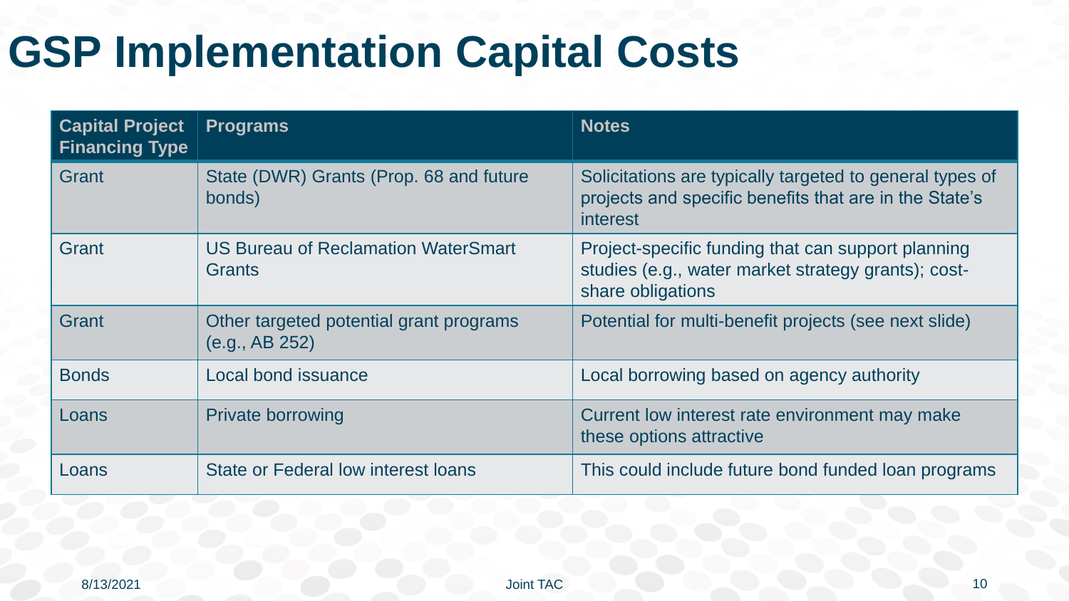# GSP Implementation Capital Costs

| Capital Project Financing Type | Programs | Notes |
|---|---|---|
| Grant | State (DWR) Grants (Prop. 68 and future bonds) | Solicitations are typically targeted to general types of projects and specific benefits that are in the State's interest |
| Grant | US Bureau of Reclamation WaterSmart Grants | Project-specific funding that can support planning studies (e.g., water market strategy grants); cost-share obligations |
| Grant | Other targeted potential grant programs (e.g., AB 252) | Potential for multi-benefit projects (see next slide) |
| Bonds | Local bond issuance | Local borrowing based on agency authority |
| Loans | Private borrowing | Current low interest rate environment may make these options attractive |
| Loans | State or Federal low interest loans | This could include future bond funded loan programs |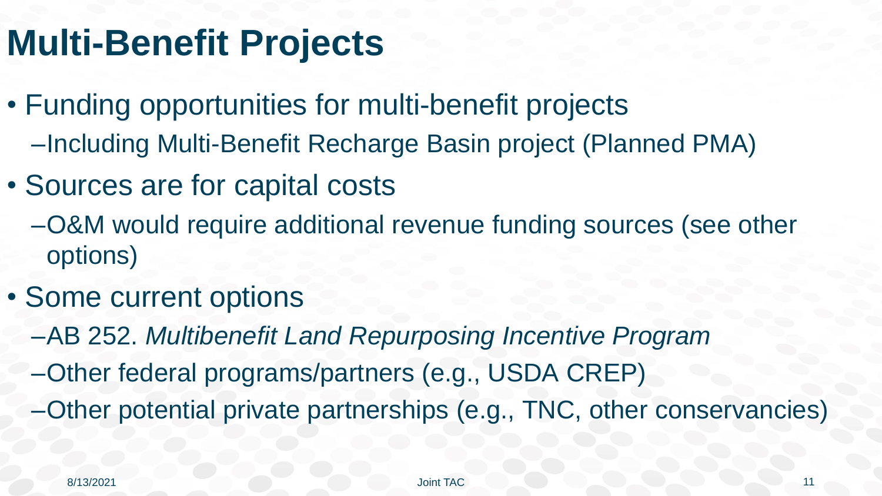# Multi-Benefit Projects

- Funding opportunities for multi-benefit projects
  - Including Multi-Benefit Recharge Basin project (Planned PMA)
- Sources are for capital costs
  - O&M would require additional revenue funding sources (see other options)
- Some current options
  - AB 252. *Multibenefit Land Repurposing Incentive Program*
  - Other federal programs/partners (e.g., USDA CREP)
  - Other potential private partnerships (e.g., TNC, other conservancies)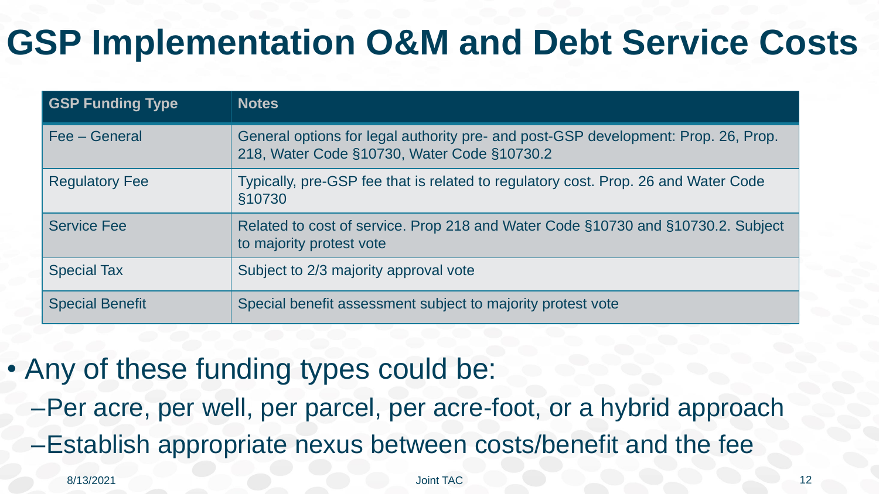# GSP Implementation O&M and Debt Service Costs

| GSP Funding Type | Notes |
| --- | --- |
| Fee – General | General options for legal authority pre- and post-GSP development: Prop. 26, Prop. 218, Water Code §10730, Water Code §10730.2 |
| Regulatory Fee | Typically, pre-GSP fee that is related to regulatory cost. Prop. 26 and Water Code §10730 |
| Service Fee | Related to cost of service. Prop 218 and Water Code §10730 and §10730.2. Subject to majority protest vote |
| Special Tax | Subject to 2/3 majority approval vote |
| Special Benefit | Special benefit assessment subject to majority protest vote |

- Any of these funding types could be:
  - Per acre, per well, per parcel, per acre-foot, or a hybrid approach
  - Establish appropriate nexus between costs/benefit and the fee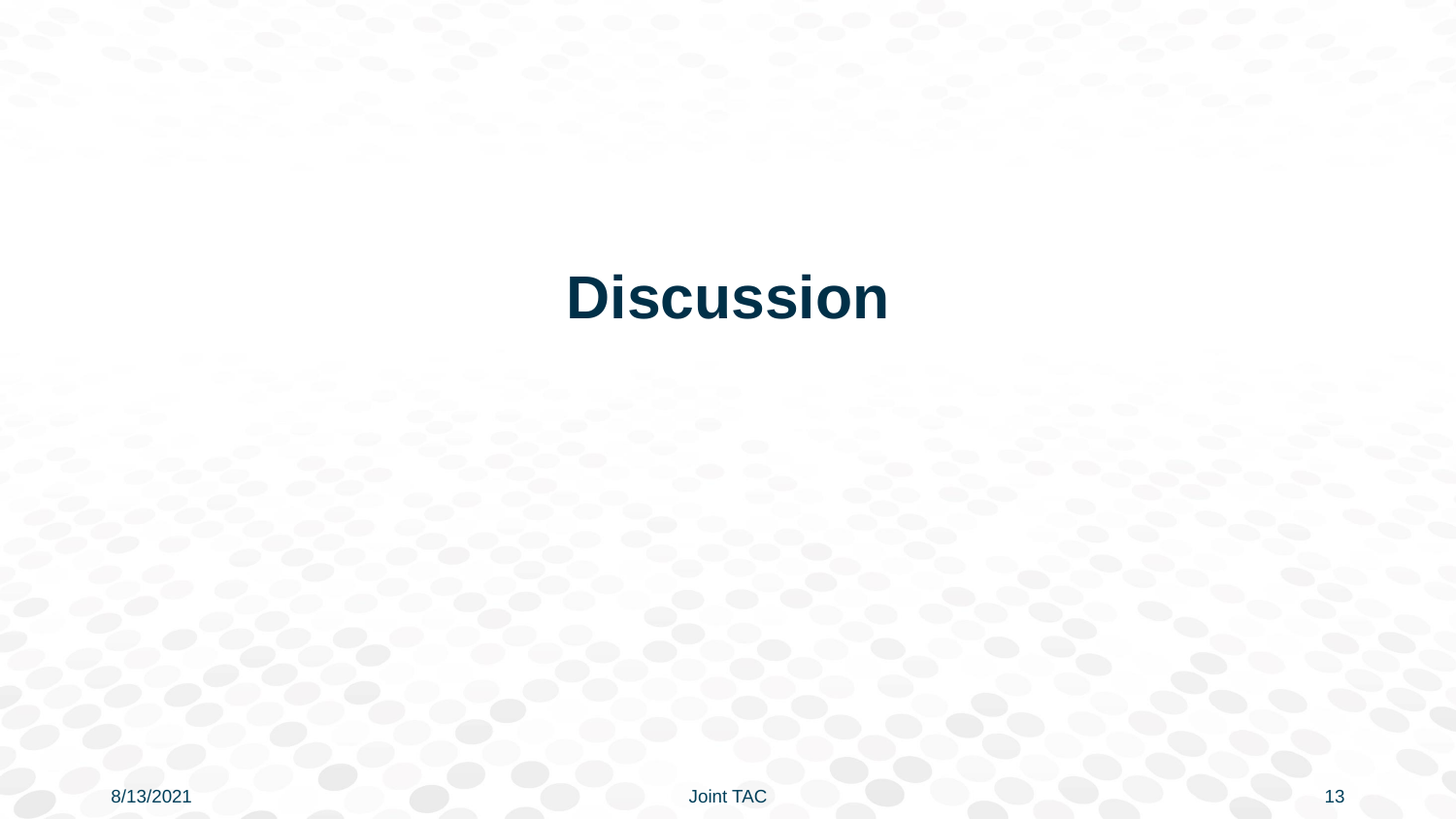# Discussion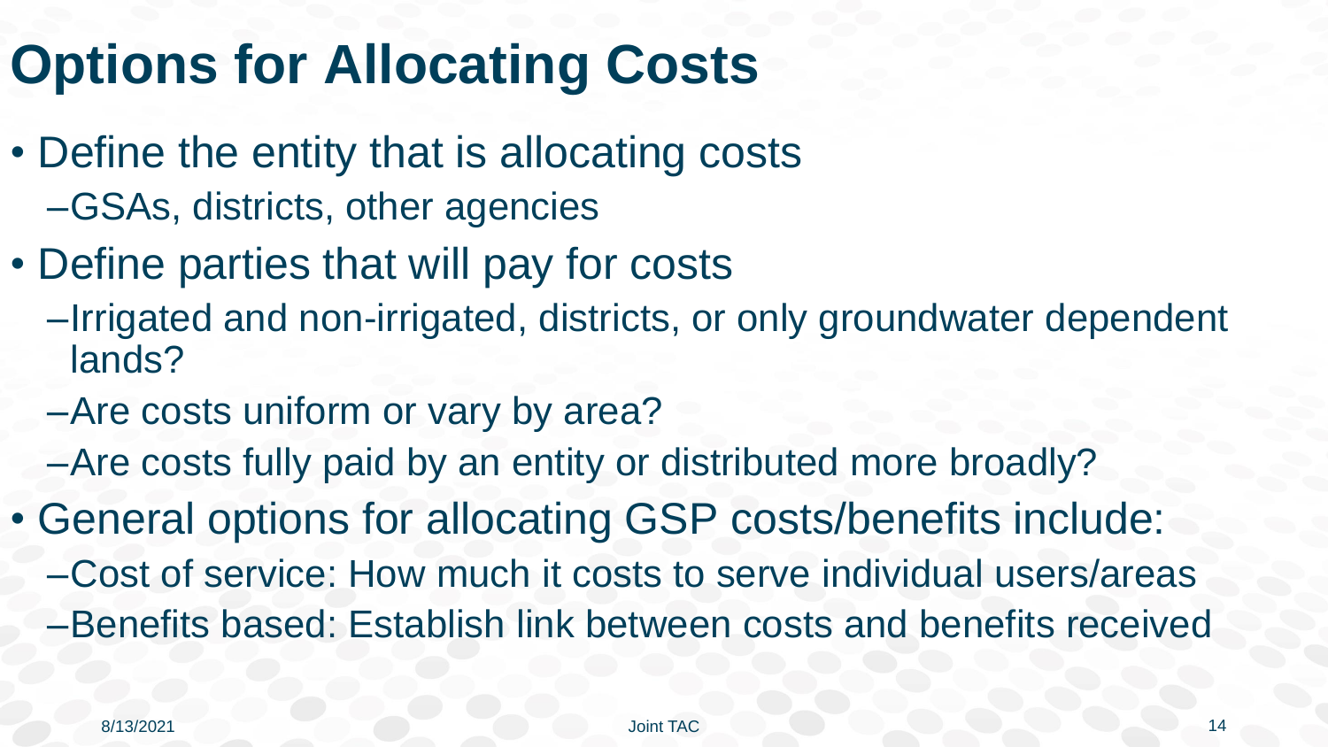# Options for Allocating Costs

- Define the entity that is allocating costs
  - GSAs, districts, other agencies
- Define parties that will pay for costs
  - Irrigated and non-irrigated, districts, or only groundwater dependent lands?
  - Are costs uniform or vary by area?
  - Are costs fully paid by an entity or distributed more broadly?
- General options for allocating GSP costs/benefits include:
  - Cost of service: How much it costs to serve individual users/areas
  - Benefits based: Establish link between costs and benefits received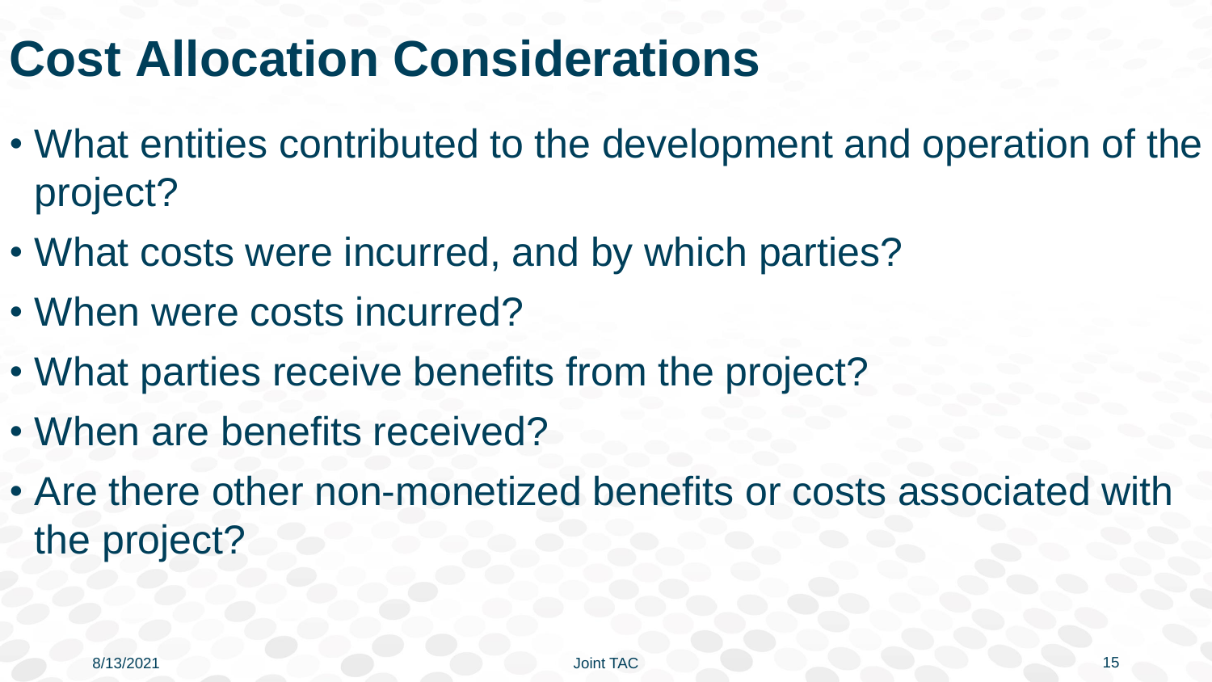# Cost Allocation Considerations

- What entities contributed to the development and operation of the project?
- What costs were incurred, and by which parties?
- When were costs incurred?
- What parties receive benefits from the project?
- When are benefits received?
- Are there other non-monetized benefits or costs associated with the project?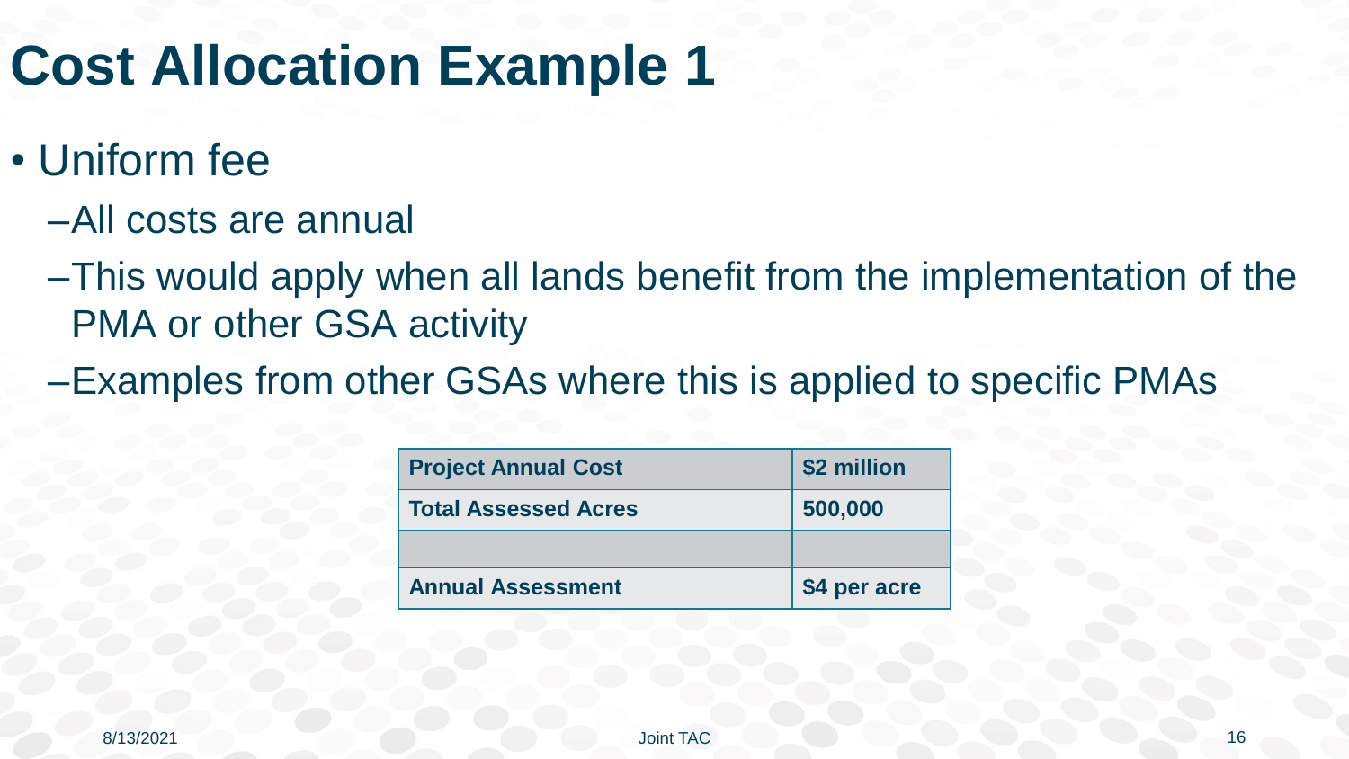# Cost Allocation Example 1

- Uniform fee
  - All costs are annual
  - This would apply when all lands benefit from the implementation of the PMA or other GSA activity
  - Examples from other GSAs where this is applied to specific PMAs

| Project Annual Cost | $2 million |
| --- | --- |
| Total Assessed Acres | 500,000 |
| | |
| Annual Assessment | $4 per acre |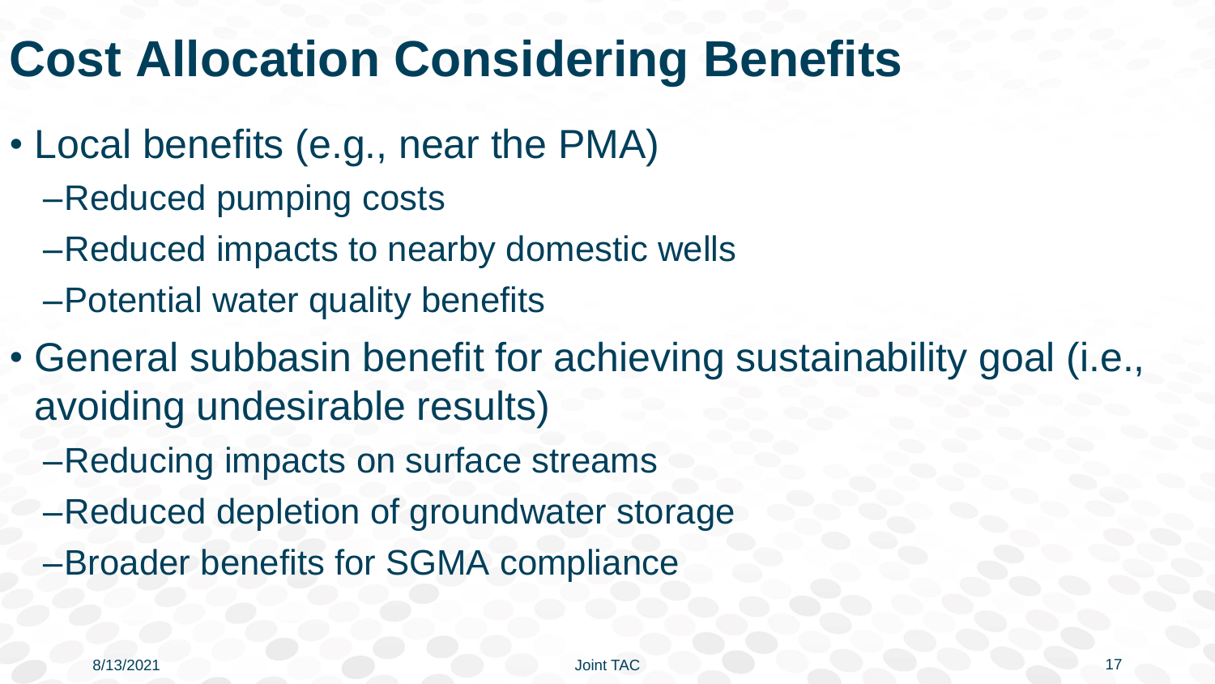# Cost Allocation Considering Benefits

- Local benefits (e.g., near the PMA)
  - Reduced pumping costs
  - Reduced impacts to nearby domestic wells
  - Potential water quality benefits
- General subbasin benefit for achieving sustainability goal (i.e., avoiding undesirable results)
  - Reducing impacts on surface streams
  - Reduced depletion of groundwater storage
  - Broader benefits for SGMA compliance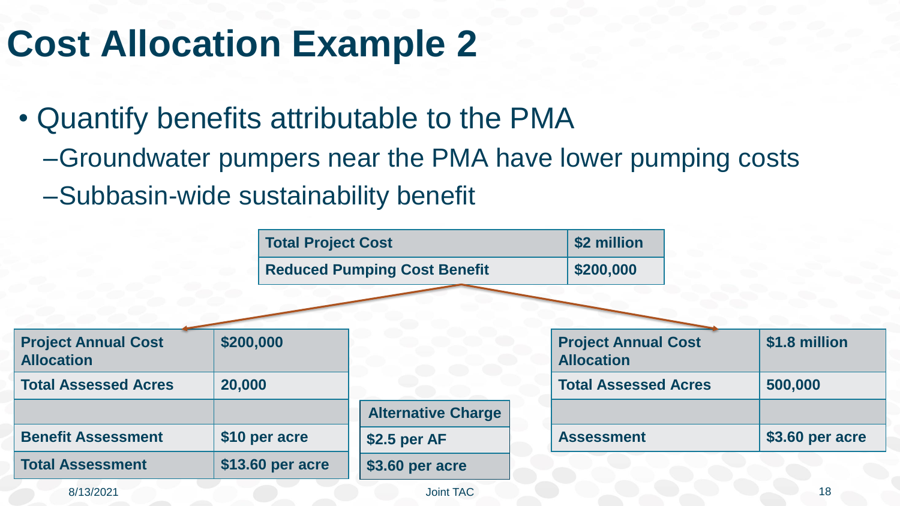# Cost Allocation Example 2

- Quantify benefits attributable to the PMA
  - –Groundwater pumpers near the PMA have lower pumping costs
  - –Subbasin-wide sustainability benefit

| Total Project Cost | $2 million |
| --- | --- |
| Reduced Pumping Cost Benefit | $200,000 |

| Project Annual Cost Allocation | $200,000 |
| --- | --- |
| Total Assessed Acres | 20,000 |
| | |
| Benefit Assessment | $10 per acre |
| Total Assessment | $13.60 per acre |

| Alternative Charge |
| --- |
| $2.5 per AF |
| $3.60 per acre |

| Project Annual Cost Allocation | $1.8 million |
| --- | --- |
| Total Assessed Acres | 500,000 |
| | |
| Assessment | $3.60 per acre |

8/13/2021 Joint TAC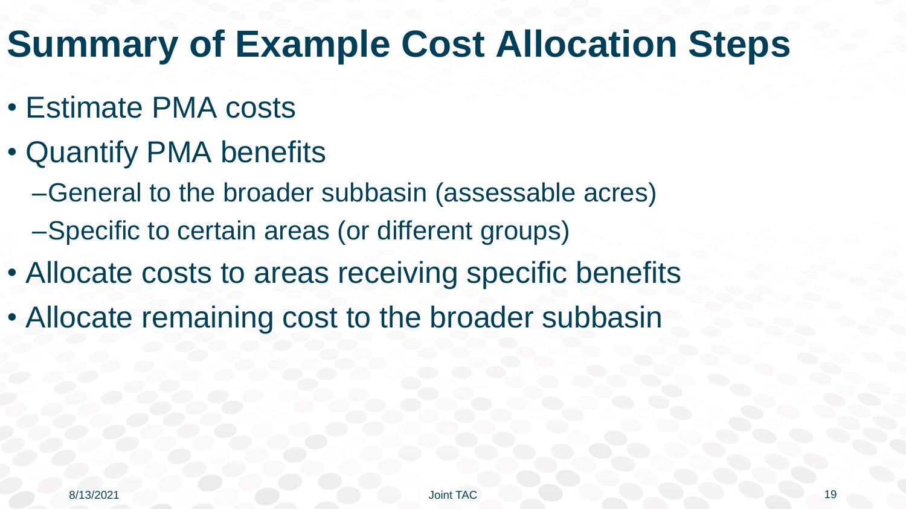# Summary of Example Cost Allocation Steps

- Estimate PMA costs
- Quantify PMA benefits
  - General to the broader subbasin (assessable acres)
  - Specific to certain areas (or different groups)
- Allocate costs to areas receiving specific benefits
- Allocate remaining cost to the broader subbasin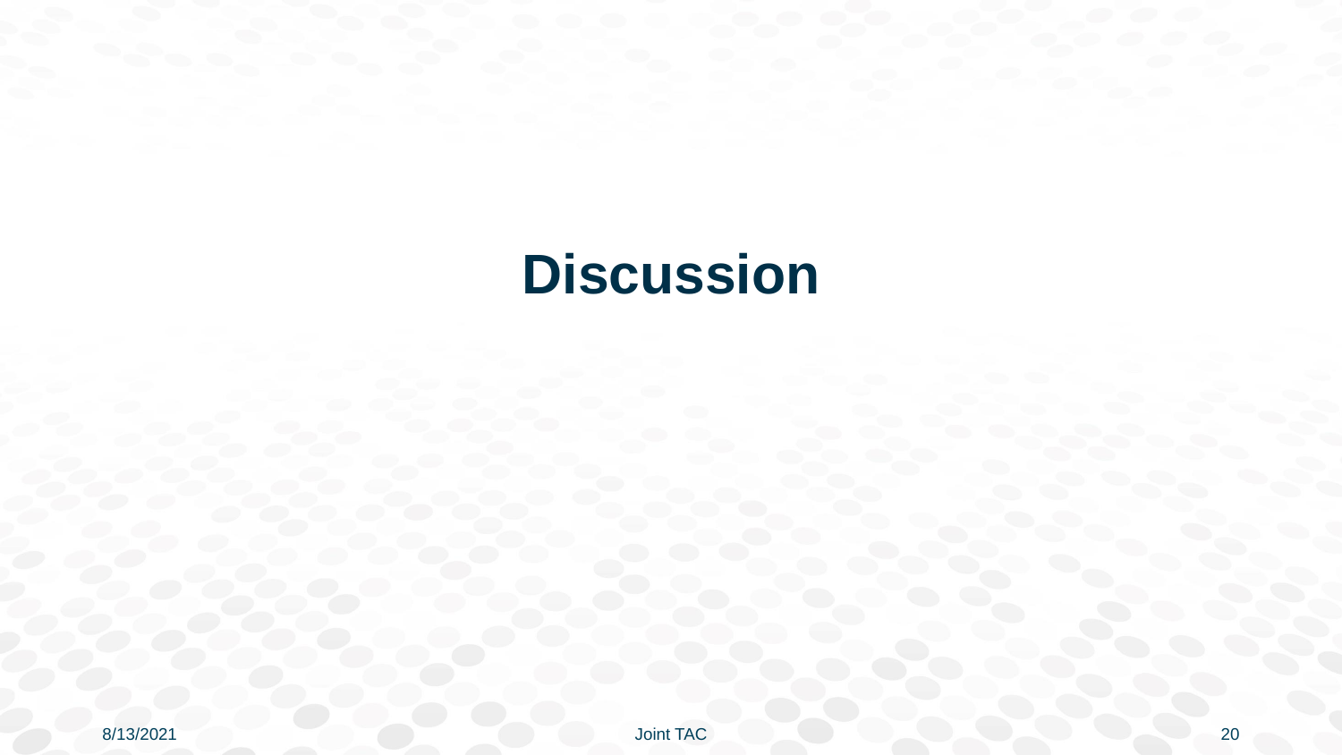# Discussion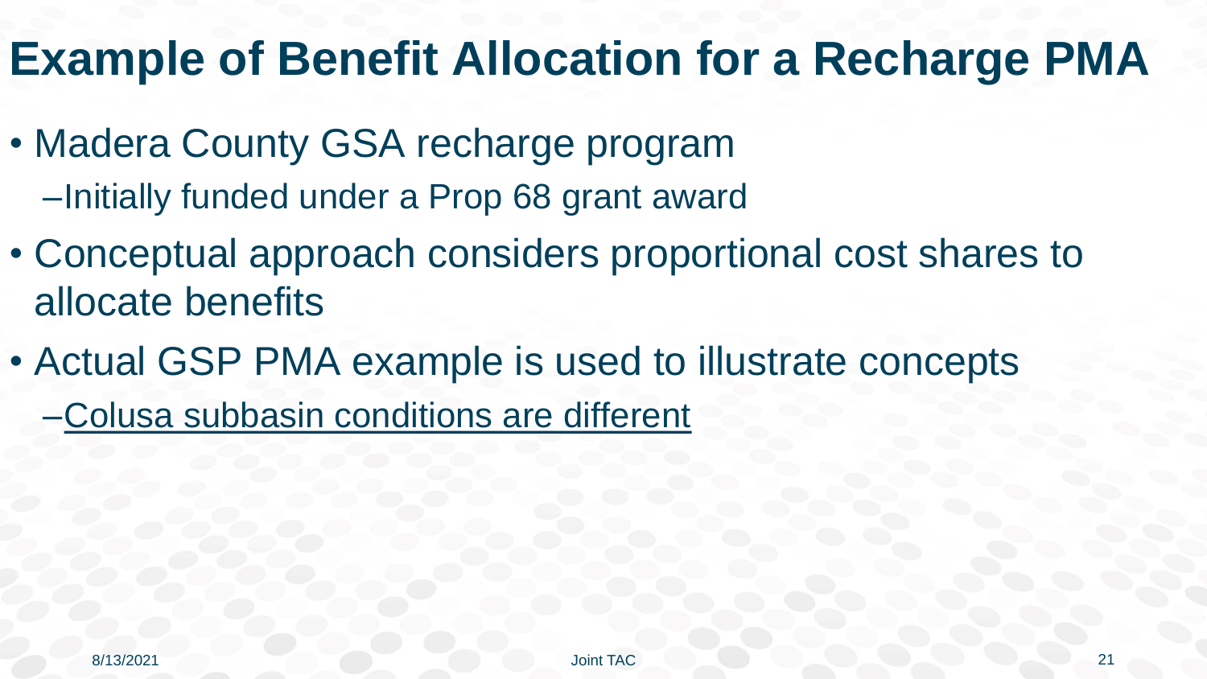# Example of Benefit Allocation for a Recharge PMA

- Madera County GSA recharge program
  - Initially funded under a Prop 68 grant award
- Conceptual approach considers proportional cost shares to allocate benefits
- Actual GSP PMA example is used to illustrate concepts
  - <u>Colusa subbasin conditions are different</u>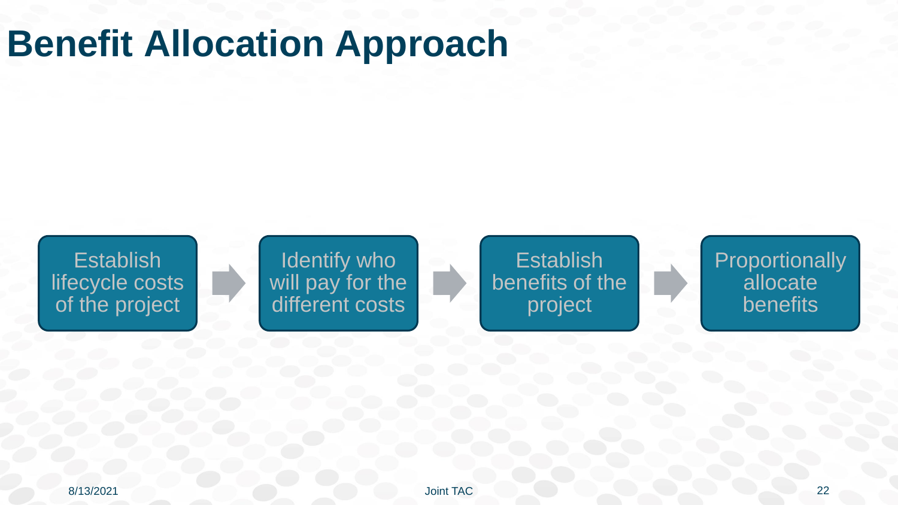# Benefit Allocation Approach

Establish lifecycle costs of the project → Identify who will pay for the different costs → Establish benefits of the project → Proportionally allocate benefits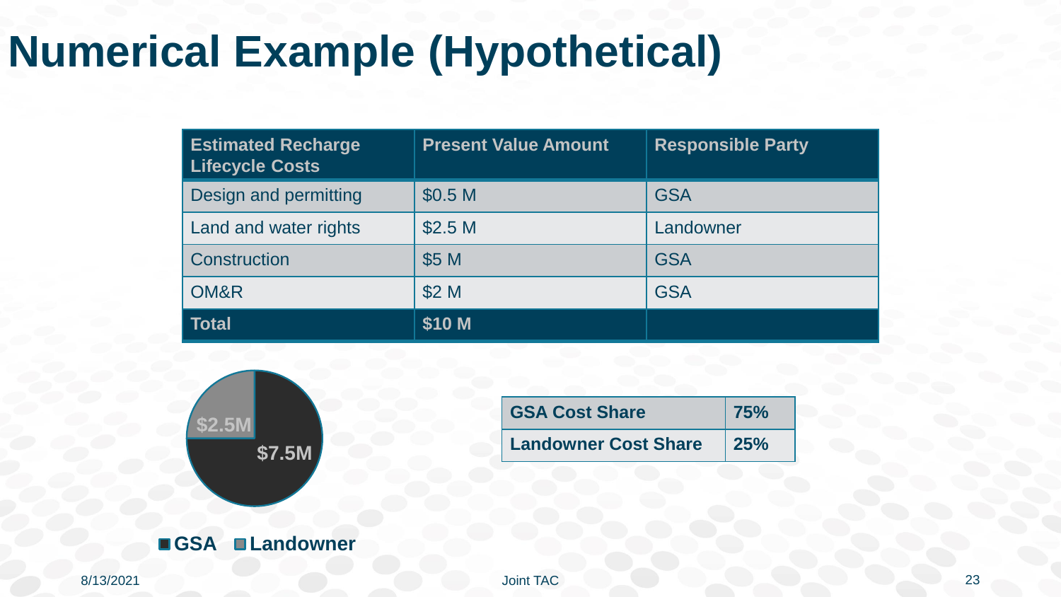# Numerical Example (Hypothetical)

| Estimated Recharge Lifecycle Costs | Present Value Amount | Responsible Party |
|---|---|---|
| Design and permitting | $0.5 M | GSA |
| Land and water rights | $2.5 M | Landowner |
| Construction | $5 M | GSA |
| OM&R | $2 M | GSA |
| **Total** | **$10 M** | |

$2.5M
$7.5M

**GSA** **Landowner**

| GSA Cost Share | 75% |
|---|---|
| **Landowner Cost Share** | **25%** |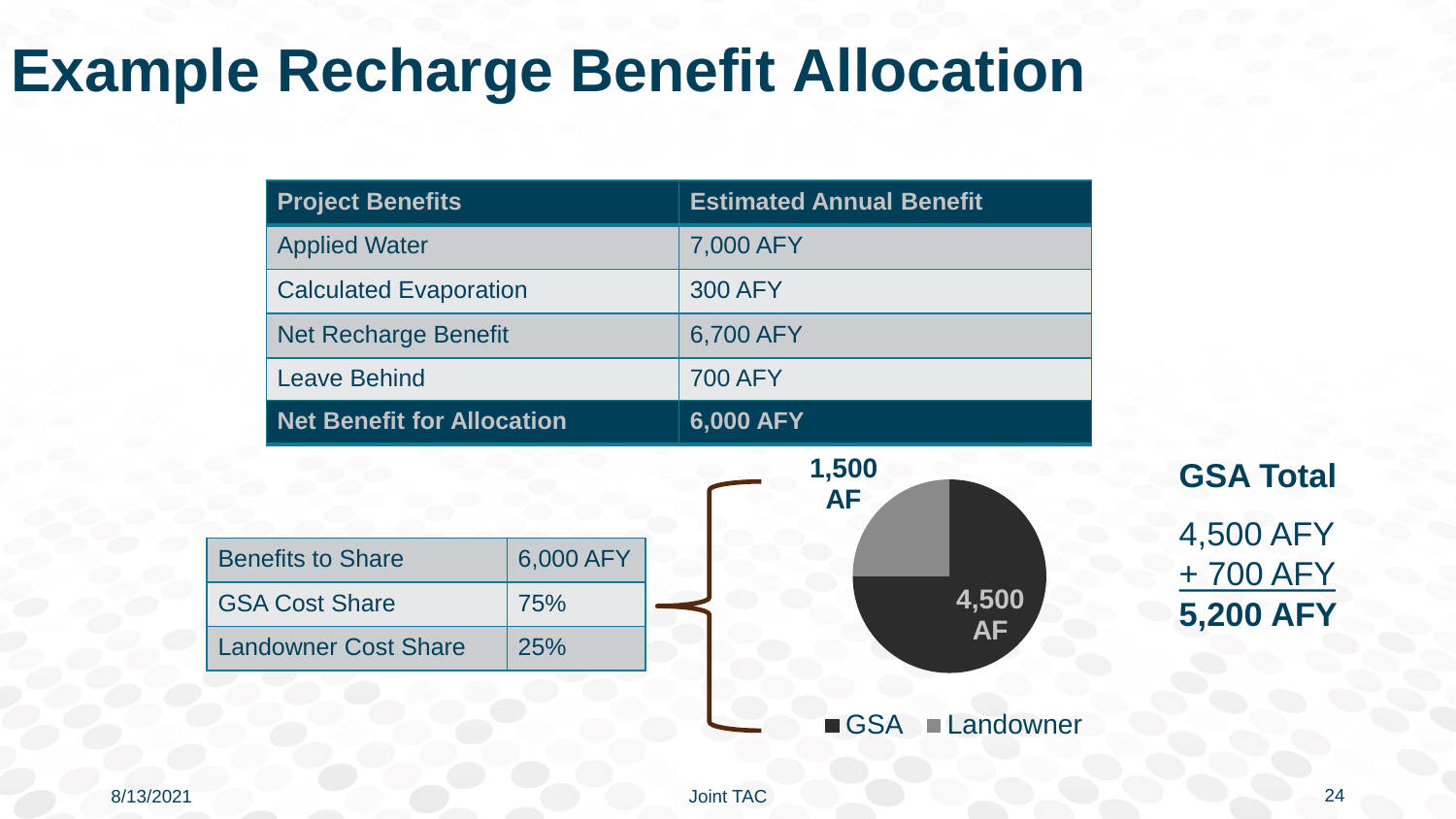# Example Recharge Benefit Allocation

| Project Benefits | Estimated Annual Benefit |
| --- | --- |
| Applied Water | 7,000 AFY |
| Calculated Evaporation | 300 AFY |
| Net Recharge Benefit | 6,700 AFY |
| Leave Behind | 700 AFY |
| **Net Benefit for Allocation** | **6,000 AFY** |

| Benefits to Share | 6,000 AFY |
| --- | --- |
| GSA Cost Share | 75% |
| Landowner Cost Share | 25% |

**1,500 AF**

**4,500 AF**

■ GSA ■ Landowner

**GSA Total**

4,500 AFY
+ 700 AFY
**5,200 AFY**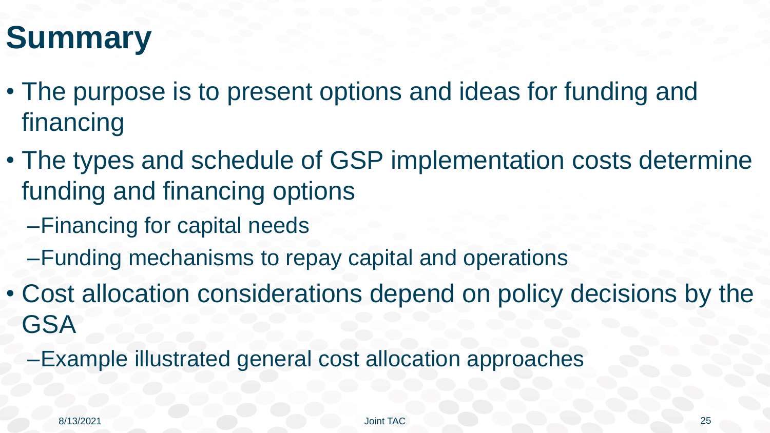# Summary

- The purpose is to present options and ideas for funding and financing
- The types and schedule of GSP implementation costs determine funding and financing options
  - Financing for capital needs
  - Funding mechanisms to repay capital and operations
- Cost allocation considerations depend on policy decisions by the GSA
  - Example illustrated general cost allocation approaches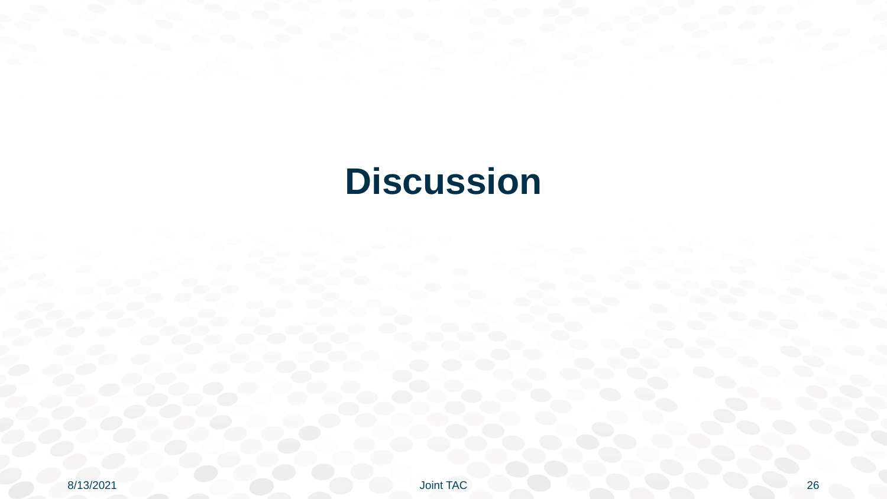# Discussion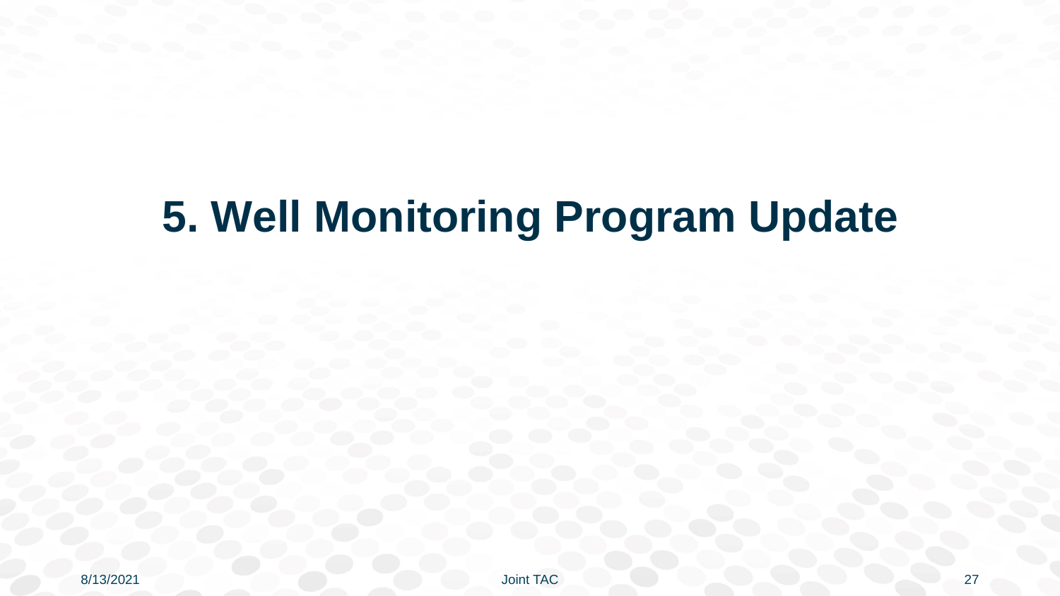# 5. Well Monitoring Program Update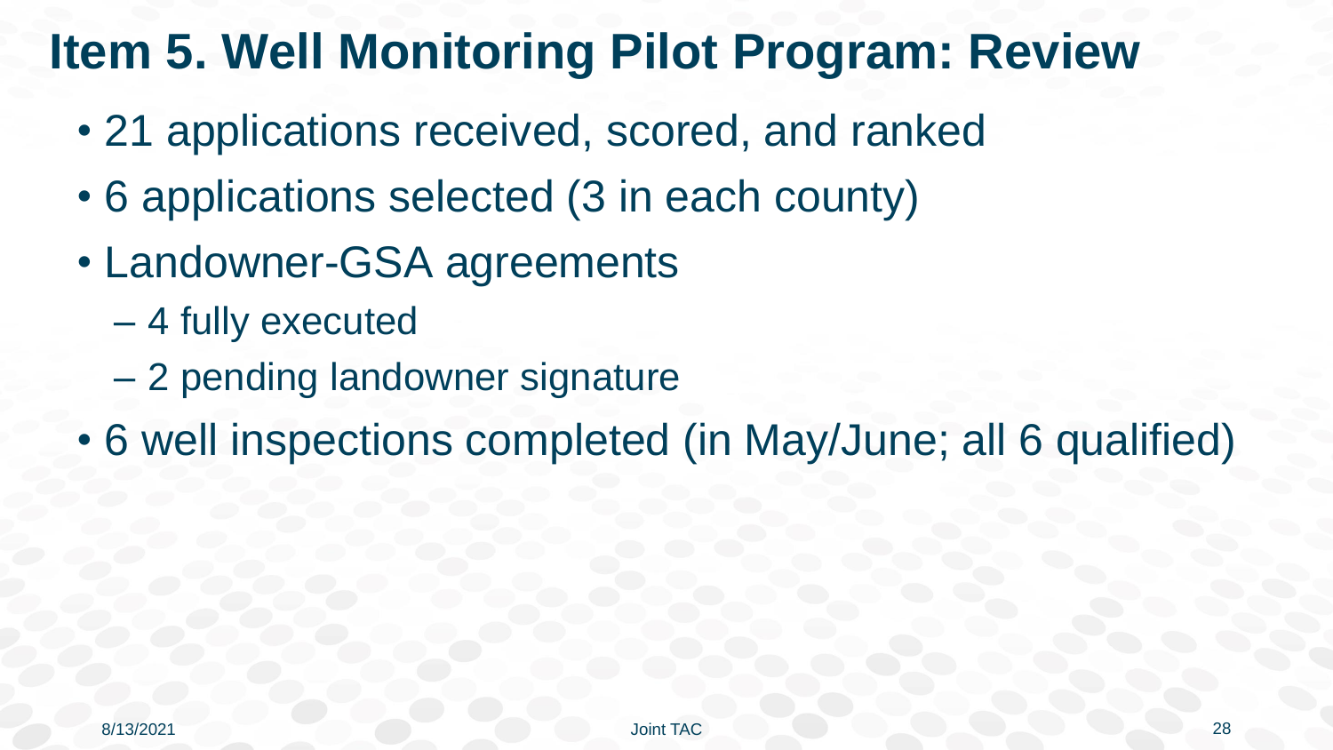# Item 5. Well Monitoring Pilot Program: Review

- 21 applications received, scored, and ranked
- 6 applications selected (3 in each county)
- Landowner-GSA agreements
  - 4 fully executed
  - 2 pending landowner signature
- 6 well inspections completed (in May/June; all 6 qualified)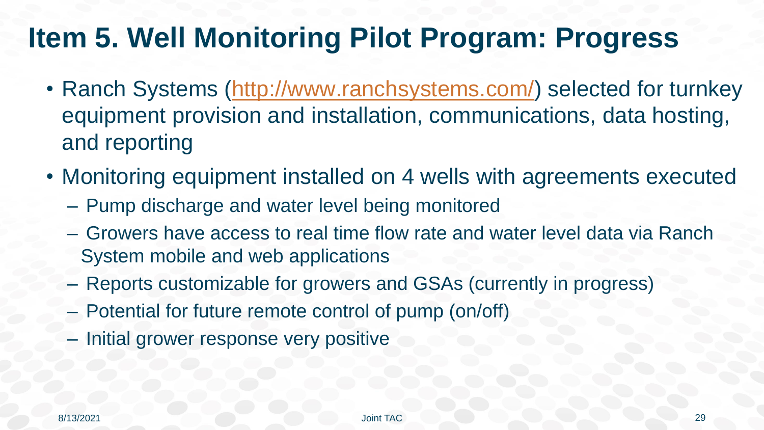# Item 5. Well Monitoring Pilot Program: Progress

- Ranch Systems (http://www.ranchsystems.com/) selected for turnkey equipment provision and installation, communications, data hosting, and reporting
- Monitoring equipment installed on 4 wells with agreements executed
  - Pump discharge and water level being monitored
  - Growers have access to real time flow rate and water level data via Ranch System mobile and web applications
  - Reports customizable for growers and GSAs (currently in progress)
  - Potential for future remote control of pump (on/off)
  - Initial grower response very positive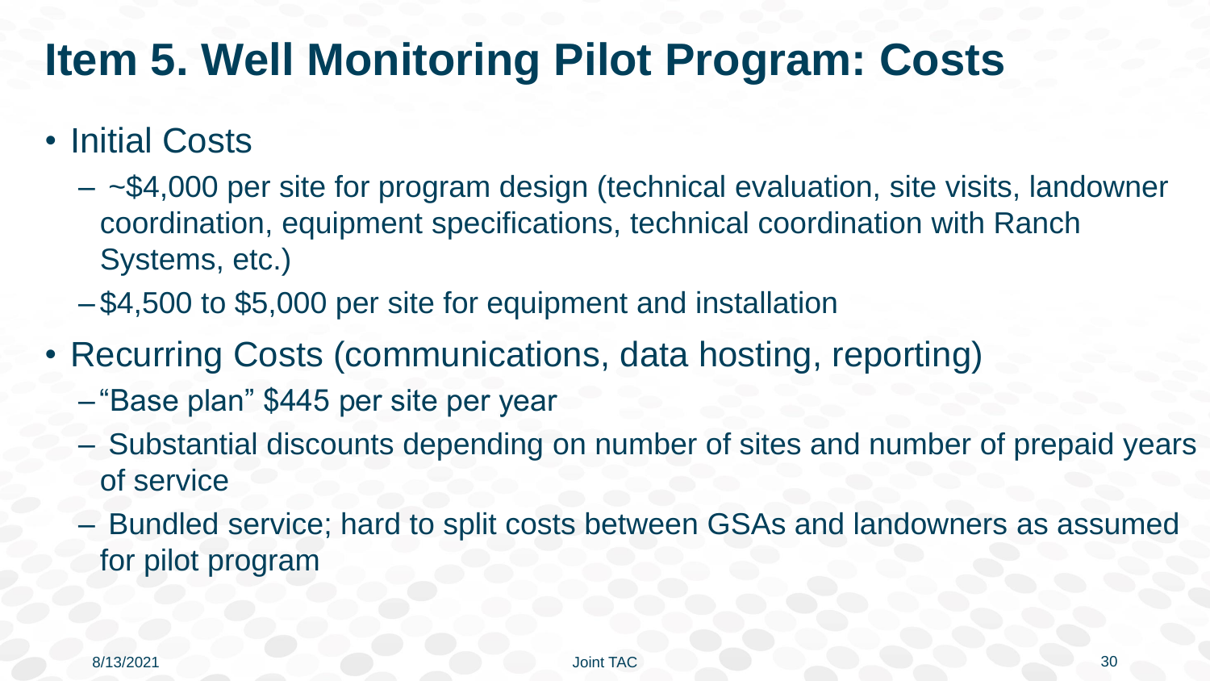# Item 5. Well Monitoring Pilot Program: Costs

- Initial Costs
  - ~$4,000 per site for program design (technical evaluation, site visits, landowner coordination, equipment specifications, technical coordination with Ranch Systems, etc.)
  - $4,500 to $5,000 per site for equipment and installation
- Recurring Costs (communications, data hosting, reporting)
  - "Base plan" $445 per site per year
  - Substantial discounts depending on number of sites and number of prepaid years of service
  - Bundled service; hard to split costs between GSAs and landowners as assumed for pilot program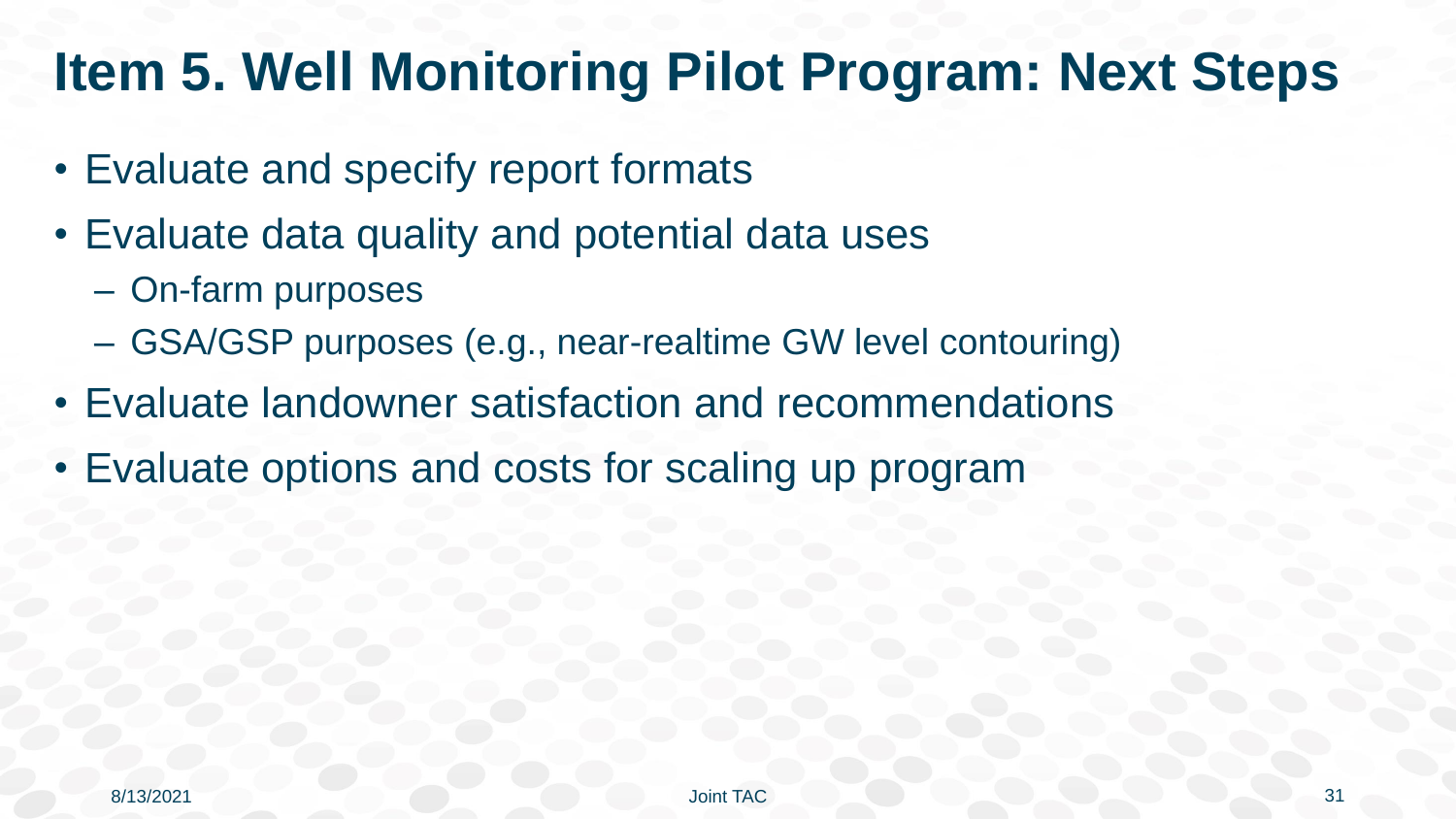# Item 5. Well Monitoring Pilot Program: Next Steps

- Evaluate and specify report formats
- Evaluate data quality and potential data uses
  - On-farm purposes
  - GSA/GSP purposes (e.g., near-realtime GW level contouring)
- Evaluate landowner satisfaction and recommendations
- Evaluate options and costs for scaling up program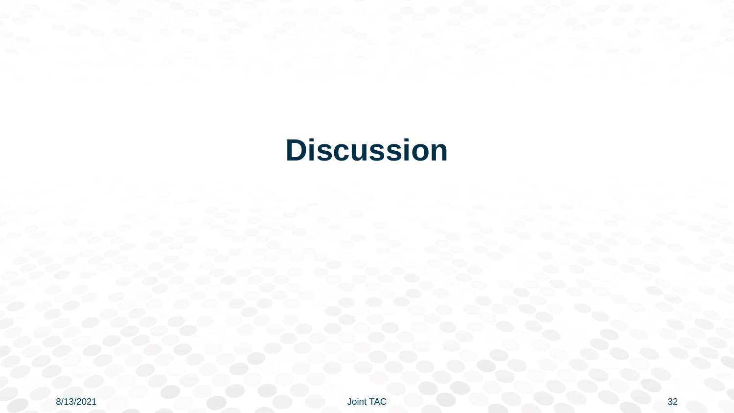# Discussion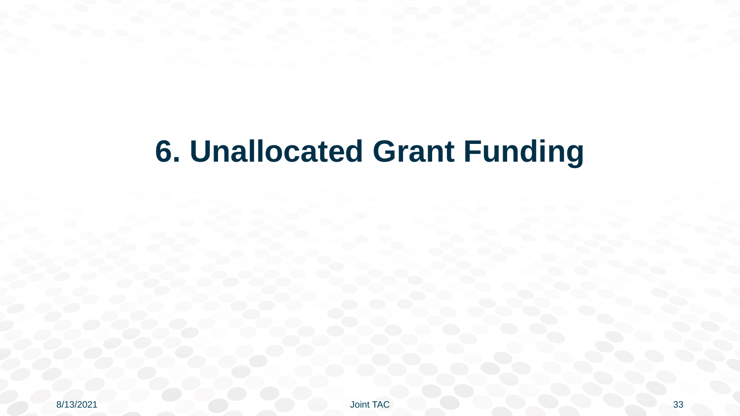# 6. Unallocated Grant Funding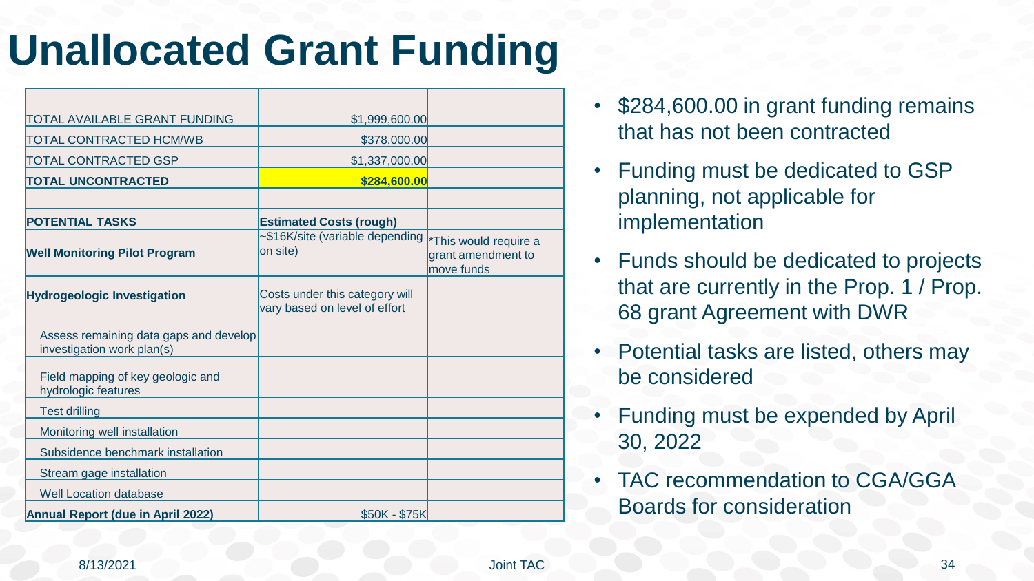# Unallocated Grant Funding

| | | |
|---|---|---|
| TOTAL AVAILABLE GRANT FUNDING | $1,999,600.00 | |
| TOTAL CONTRACTED HCM/WB | $378,000.00 | |
| TOTAL CONTRACTED GSP | $1,337,000.00 | |
| **TOTAL UNCONTRACTED** | **$284,600.00** | |
| | | |
| **POTENTIAL TASKS** | **Estimated Costs (rough)** | |
| **Well Monitoring Pilot Program** | ~$16K/site (variable depending on site) | *This would require a grant amendment to move funds |
| **Hydrogeologic Investigation** | Costs under this category will vary based on level of effort | |
| Assess remaining data gaps and develop investigation work plan(s) | | |
| Field mapping of key geologic and hydrologic features | | |
| Test drilling | | |
| Monitoring well installation | | |
| Subsidence benchmark installation | | |
| Stream gage installation | | |
| Well Location database | | |
| **Annual Report (due in April 2022)** | $50K - $75K | |

- $284,600.00 in grant funding remains that has not been contracted
- Funding must be dedicated to GSP planning, not applicable for implementation
- Funds should be dedicated to projects that are currently in the Prop. 1 / Prop. 68 grant Agreement with DWR
- Potential tasks are listed, others may be considered
- Funding must be expended by April 30, 2022
- TAC recommendation to CGA/GGA Boards for consideration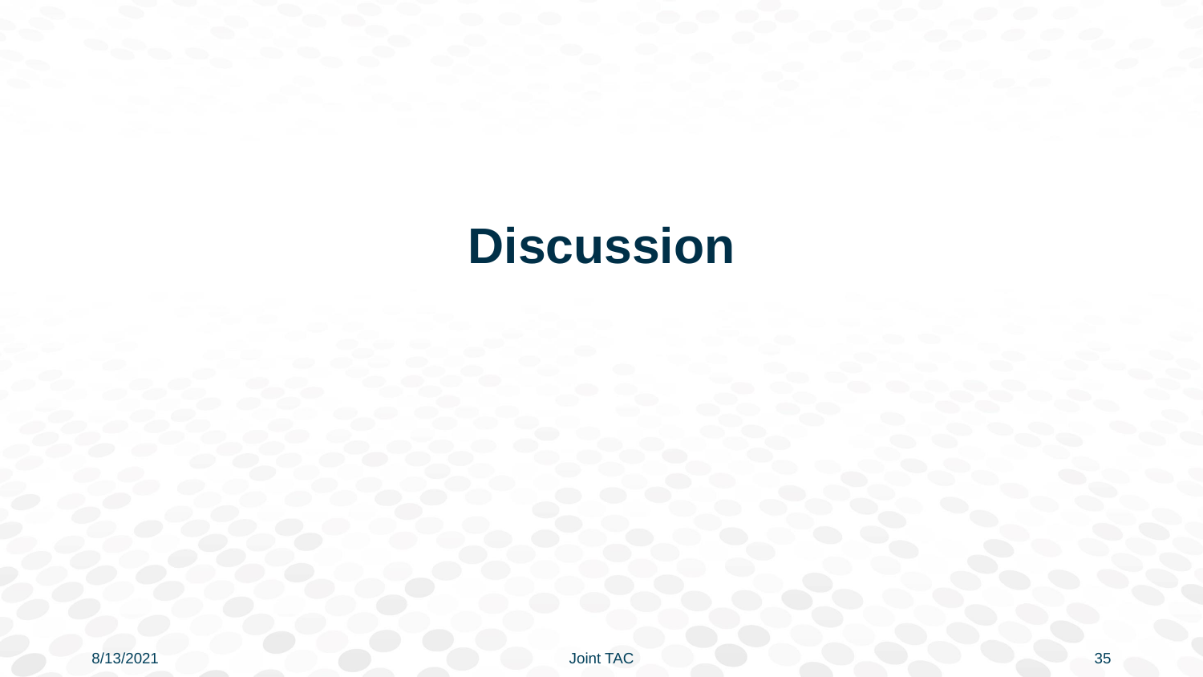# Discussion